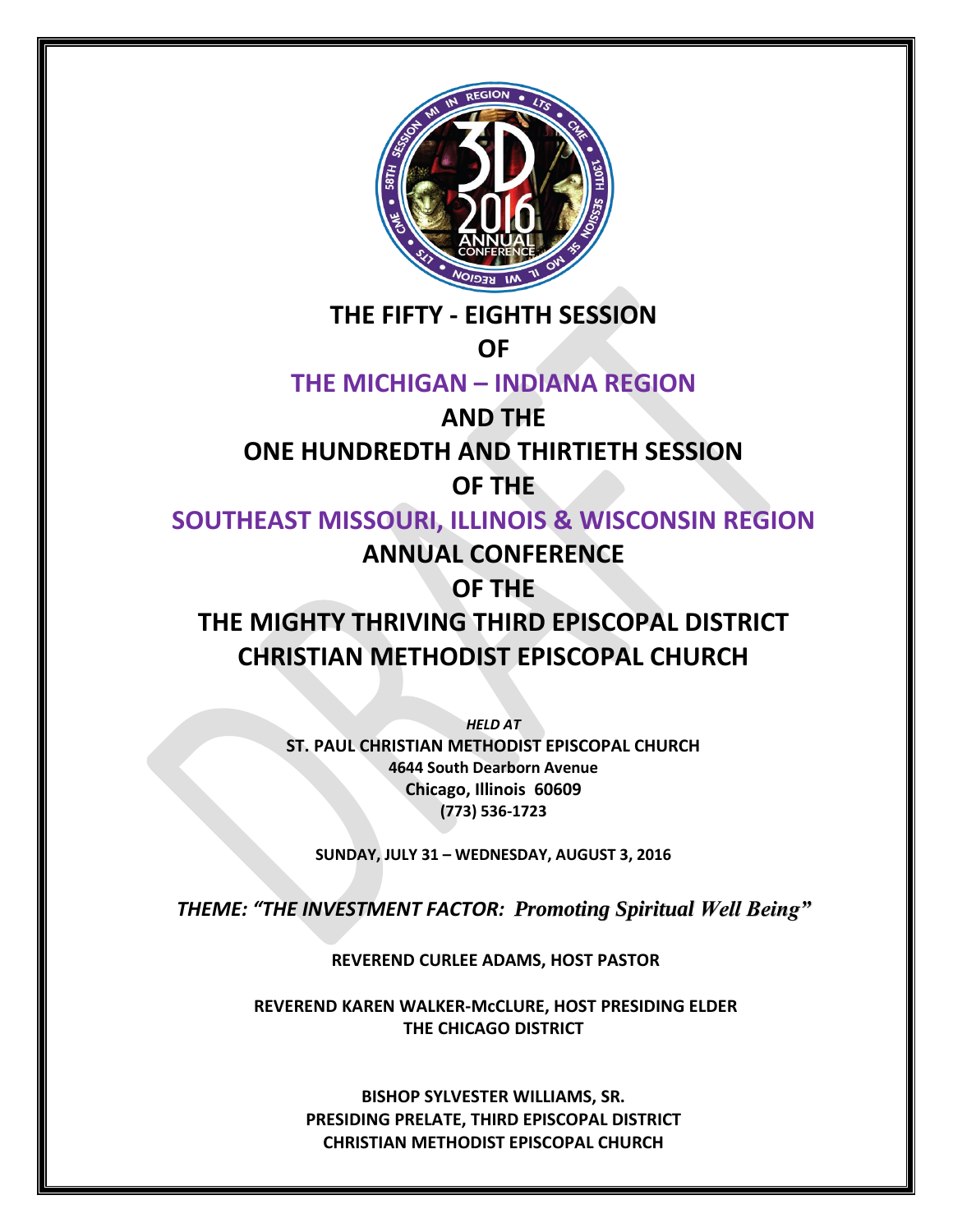# THE FIFTY - EIGHTH SESSION

# OF

# THE MICHIGAN – INDIANA REGION

# AND THE

# ONE HUNDREDTH AND THIRTIETH SESSION

# OF THE

# SOUTHEAST MISSOURI, ILLINOIS & WISCONSIN REGION

# ANNUAL CONFERENCE

# OF THE

# THE MIGHTY THRIVING THIRD EPISCOPAL DISTRICT CHRISTIAN METHODIST EPISCOPAL CHURCH

***HELD AT***

**ST. PAUL CHRISTIAN METHODIST EPISCOPAL CHURCH**
**4644 South Dearborn Avenue**
**Chicago, Illinois 60609**
**(773) 536-1723**

**SUNDAY, JULY 31 – WEDNESDAY, AUGUST 3, 2016**

***THEME: "THE INVESTMENT FACTOR: Promoting Spiritual Well Being"***

**REVEREND CURLEE ADAMS, HOST PASTOR**

**REVEREND KAREN WALKER-McCLURE, HOST PRESIDING ELDER**
**THE CHICAGO DISTRICT**

**BISHOP SYLVESTER WILLIAMS, SR.**
**PRESIDING PRELATE, THIRD EPISCOPAL DISTRICT**
**CHRISTIAN METHODIST EPISCOPAL CHURCH**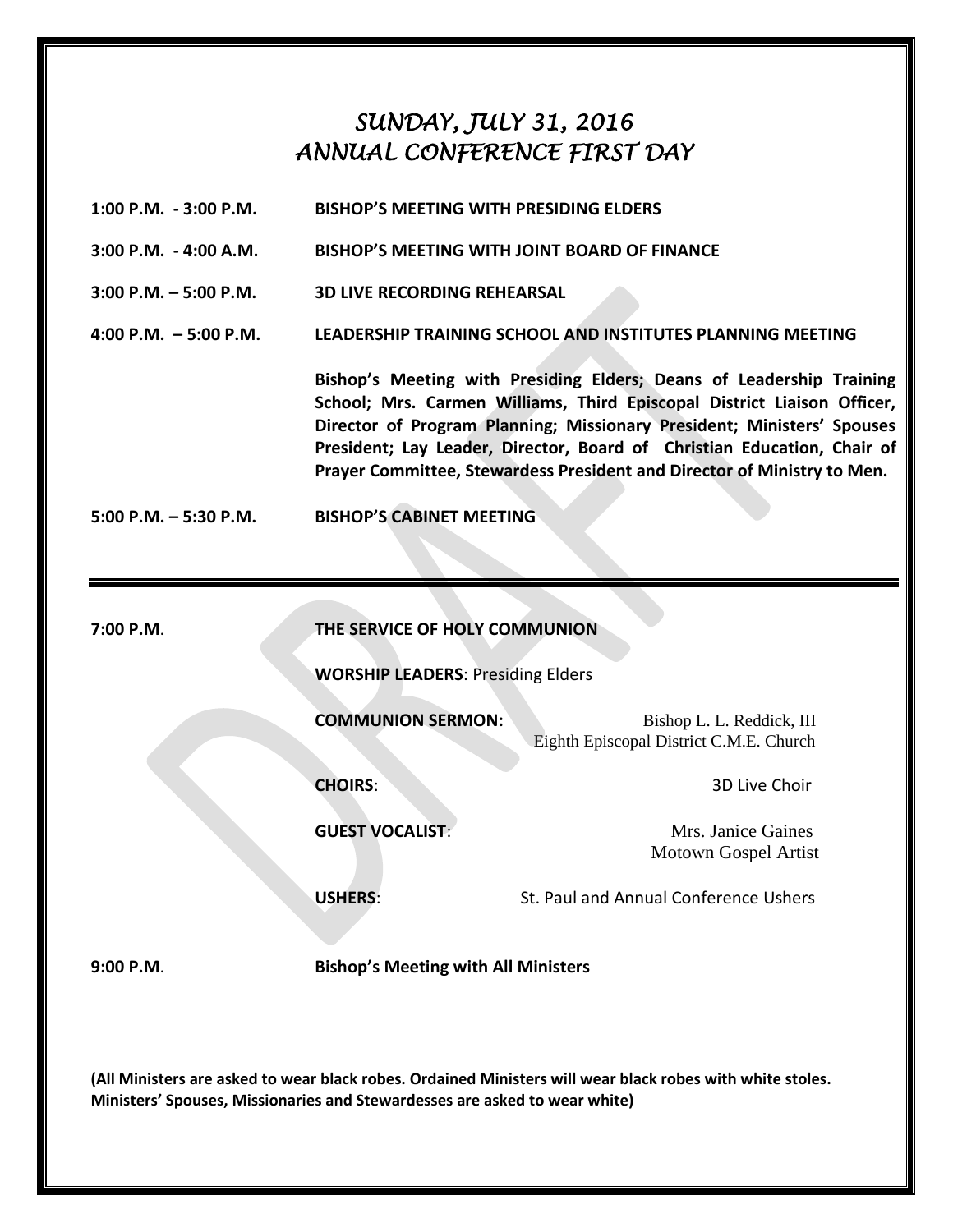# *SUNDAY, JULY 31, 2016*
# *ANNUAL CONFERENCE FIRST DAY*

**1:00 P.M. - 3:00 P.M.** **BISHOP'S MEETING WITH PRESIDING ELDERS**

**3:00 P.M. - 4:00 A.M.** **BISHOP'S MEETING WITH JOINT BOARD OF FINANCE**

**3:00 P.M. – 5:00 P.M.** **3D LIVE RECORDING REHEARSAL**

**4:00 P.M. – 5:00 P.M.** **LEADERSHIP TRAINING SCHOOL AND INSTITUTES PLANNING MEETING**

**Bishop's Meeting with Presiding Elders; Deans of Leadership Training School; Mrs. Carmen Williams, Third Episcopal District Liaison Officer, Director of Program Planning; Missionary President; Ministers' Spouses President; Lay Leader, Director, Board of Christian Education, Chair of Prayer Committee, Stewardess President and Director of Ministry to Men.**

**5:00 P.M. – 5:30 P.M.** **BISHOP'S CABINET MEETING**

---

**7:00 P.M**. **THE SERVICE OF HOLY COMMUNION**

**WORSHIP LEADERS**: Presiding Elders

**COMMUNION SERMON:** Bishop L. L. Reddick, III
Eighth Episcopal District C.M.E. Church

**CHOIRS**: 3D Live Choir

**GUEST VOCALIST**: Mrs. Janice Gaines
Motown Gospel Artist

**USHERS**: St. Paul and Annual Conference Ushers

**9:00 P.M**. **Bishop's Meeting with All Ministers**

**(All Ministers are asked to wear black robes. Ordained Ministers will wear black robes with white stoles. Ministers' Spouses, Missionaries and Stewardesses are asked to wear white)**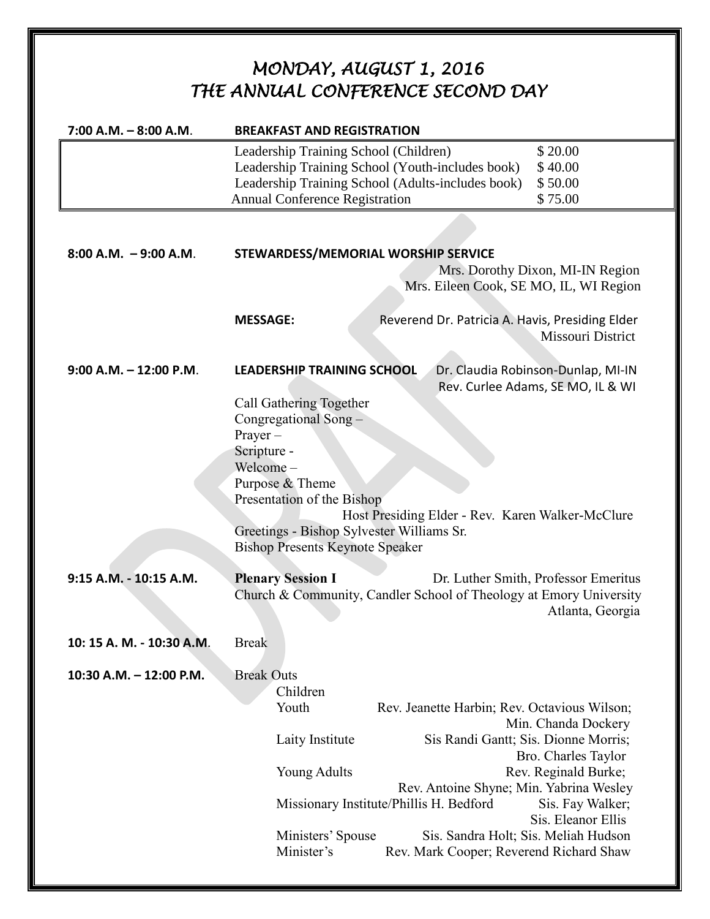# *MONDAY, AUGUST 1, 2016*
# *THE ANNUAL CONFERENCE SECOND DAY*

**7:00 A.M. – 8:00 A.M.** **BREAKFAST AND REGISTRATION**

| | |
|---|---|
| Leadership Training School (Children) | $ 20.00 |
| Leadership Training School (Youth-includes book) | $ 40.00 |
| Leadership Training School (Adults-includes book) | $ 50.00 |
| Annual Conference Registration | $ 75.00 |

**8:00 A.M. – 9:00 A.M.** **STEWARDESS/MEMORIAL WORSHIP SERVICE**

Mrs. Dorothy Dixon, MI-IN Region
Mrs. Eileen Cook, SE MO, IL, WI Region

**MESSAGE:** Reverend Dr. Patricia A. Havis, Presiding Elder
Missouri District

**9:00 A.M. – 12:00 P.M.** **LEADERSHIP TRAINING SCHOOL** Dr. Claudia Robinson-Dunlap, MI-IN
Rev. Curlee Adams, SE MO, IL & WI

Call Gathering Together
Congregational Song –
Prayer –
Scripture -
Welcome –
Purpose & Theme
Presentation of the Bishop
Host Presiding Elder - Rev. Karen Walker-McClure
Greetings - Bishop Sylvester Williams Sr.
Bishop Presents Keynote Speaker

**9:15 A.M. - 10:15 A.M.** **Plenary Session I** Dr. Luther Smith, Professor Emeritus
Church & Community, Candler School of Theology at Emory University
Atlanta, Georgia

**10: 15 A. M. - 10:30 A.M.** Break

**10:30 A.M. – 12:00 P.M.** Break Outs

- Children
- Youth — Rev. Jeanette Harbin; Rev. Octavious Wilson; Min. Chanda Dockery
- Laity Institute — Sis Randi Gantt; Sis. Dionne Morris; Bro. Charles Taylor
- Young Adults — Rev. Reginald Burke; Rev. Antoine Shyne; Min. Yabrina Wesley
- Missionary Institute/Phillis H. Bedford — Sis. Fay Walker; Sis. Eleanor Ellis
- Ministers' Spouse — Sis. Sandra Holt; Sis. Meliah Hudson
- Minister's — Rev. Mark Cooper; Reverend Richard Shaw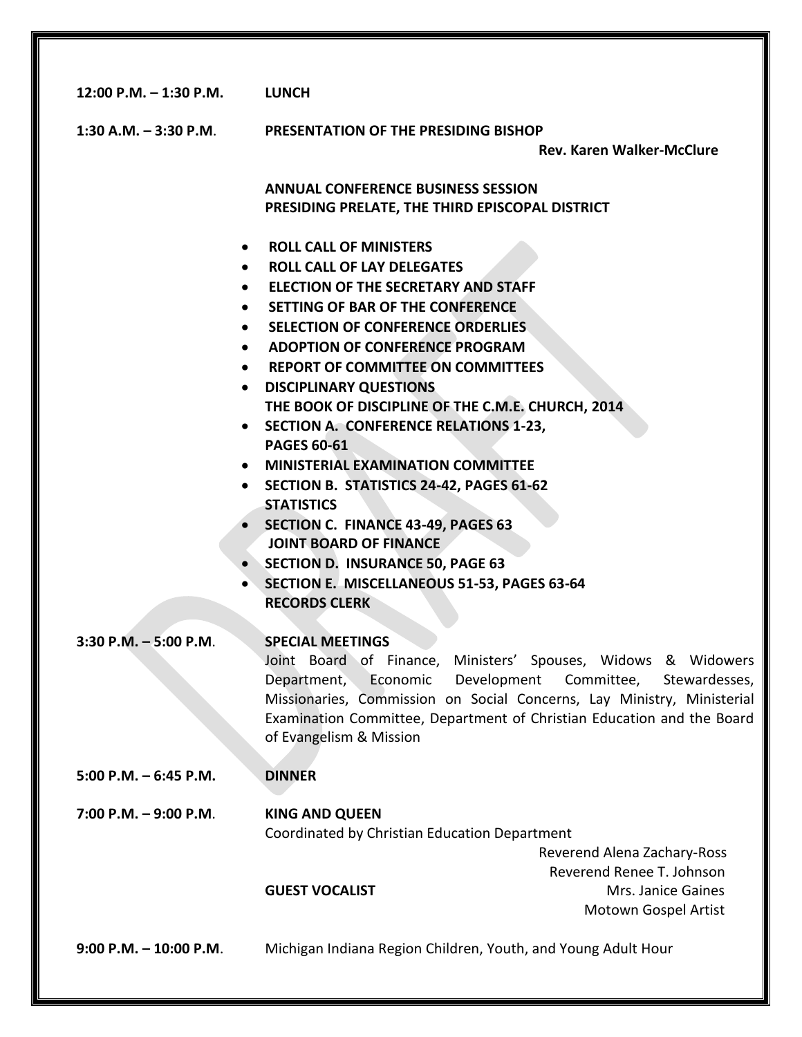**12:00 P.M. – 1:30 P.M.** **LUNCH**

**1:30 A.M. – 3:30 P.M.** **PRESENTATION OF THE PRESIDING BISHOP**

**Rev. Karen Walker-McClure**

**ANNUAL CONFERENCE BUSINESS SESSION**
**PRESIDING PRELATE, THE THIRD EPISCOPAL DISTRICT**

- **ROLL CALL OF MINISTERS**
- **ROLL CALL OF LAY DELEGATES**
- **ELECTION OF THE SECRETARY AND STAFF**
- **SETTING OF BAR OF THE CONFERENCE**
- **SELECTION OF CONFERENCE ORDERLIES**
- **ADOPTION OF CONFERENCE PROGRAM**
- **REPORT OF COMMITTEE ON COMMITTEES**
- **DISCIPLINARY QUESTIONS**
  **THE BOOK OF DISCIPLINE OF THE C.M.E. CHURCH, 2014**
- **SECTION A. CONFERENCE RELATIONS 1-23, PAGES 60-61**
- **MINISTERIAL EXAMINATION COMMITTEE**
- **SECTION B. STATISTICS 24-42, PAGES 61-62**
  **STATISTICS**
- **SECTION C. FINANCE 43-49, PAGES 63**
  **JOINT BOARD OF FINANCE**
- **SECTION D. INSURANCE 50, PAGE 63**
- **SECTION E. MISCELLANEOUS 51-53, PAGES 63-64**
  **RECORDS CLERK**

**3:30 P.M. – 5:00 P.M.** **SPECIAL MEETINGS**

Joint Board of Finance, Ministers' Spouses, Widows & Widowers Department, Economic Development Committee, Stewardesses, Missionaries, Commission on Social Concerns, Lay Ministry, Ministerial Examination Committee, Department of Christian Education and the Board of Evangelism & Mission

**5:00 P.M. – 6:45 P.M.** **DINNER**

**7:00 P.M. – 9:00 P.M.** **KING AND QUEEN**

Coordinated by Christian Education Department

Reverend Alena Zachary-Ross
Reverend Renee T. Johnson

**GUEST VOCALIST** Mrs. Janice Gaines
Motown Gospel Artist

**9:00 P.M. – 10:00 P.M.** Michigan Indiana Region Children, Youth, and Young Adult Hour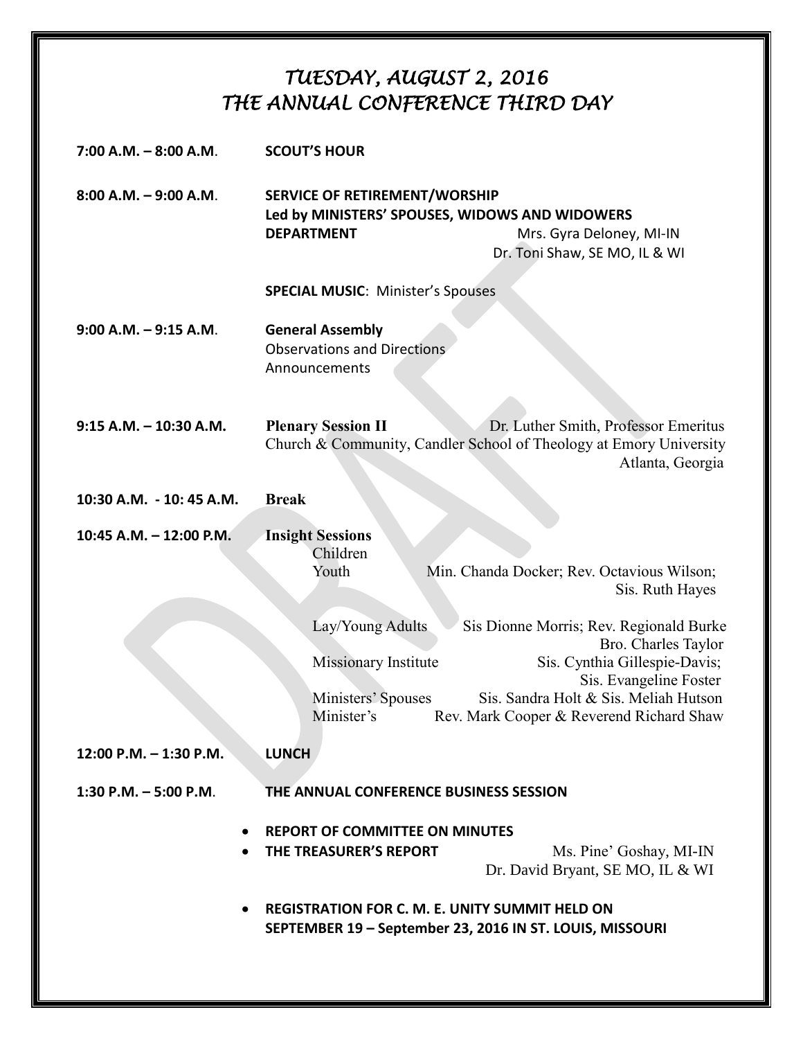# *TUESDAY, AUGUST 2, 2016*
# *THE ANNUAL CONFERENCE THIRD DAY*

| | |
|---|---|
| **7:00 A.M. – 8:00 A.M.** | **SCOUT'S HOUR** |
| **8:00 A.M. – 9:00 A.M.** | **SERVICE OF RETIREMENT/WORSHIP**<br>**Led by MINISTERS' SPOUSES, WIDOWS AND WIDOWERS DEPARTMENT** Mrs. Gyra Deloney, MI-IN<br>Dr. Toni Shaw, SE MO, IL & WI<br><br>**SPECIAL MUSIC**: Minister's Spouses |
| **9:00 A.M. – 9:15 A.M.** | **General Assembly**<br>Observations and Directions<br>Announcements |
| **9:15 A.M. – 10:30 A.M.** | **Plenary Session II** Dr. Luther Smith, Professor Emeritus<br>Church & Community, Candler School of Theology at Emory University<br>Atlanta, Georgia |
| **10:30 A.M. - 10: 45 A.M.** | **Break** |
| **10:45 A.M. – 12:00 P.M.** | **Insight Sessions**<br>Children<br>Youth — Min. Chanda Docker; Rev. Octavious Wilson; Sis. Ruth Hayes<br><br>Lay/Young Adults — Sis Dionne Morris; Rev. Regionald Burke; Bro. Charles Taylor<br>Missionary Institute — Sis. Cynthia Gillespie-Davis; Sis. Evangeline Foster<br>Ministers' Spouses — Sis. Sandra Holt & Sis. Meliah Hutson<br>Minister's — Rev. Mark Cooper & Reverend Richard Shaw |
| **12:00 P.M. – 1:30 P.M.** | **LUNCH** |
| **1:30 P.M. – 5:00 P.M.** | **THE ANNUAL CONFERENCE BUSINESS SESSION** |

- **REPORT OF COMMITTEE ON MINUTES**
- **THE TREASURER'S REPORT** Ms. Pine' Goshay, MI-IN
  Dr. David Bryant, SE MO, IL & WI
- **REGISTRATION FOR C. M. E. UNITY SUMMIT HELD ON SEPTEMBER 19 – September 23, 2016 IN ST. LOUIS, MISSOURI**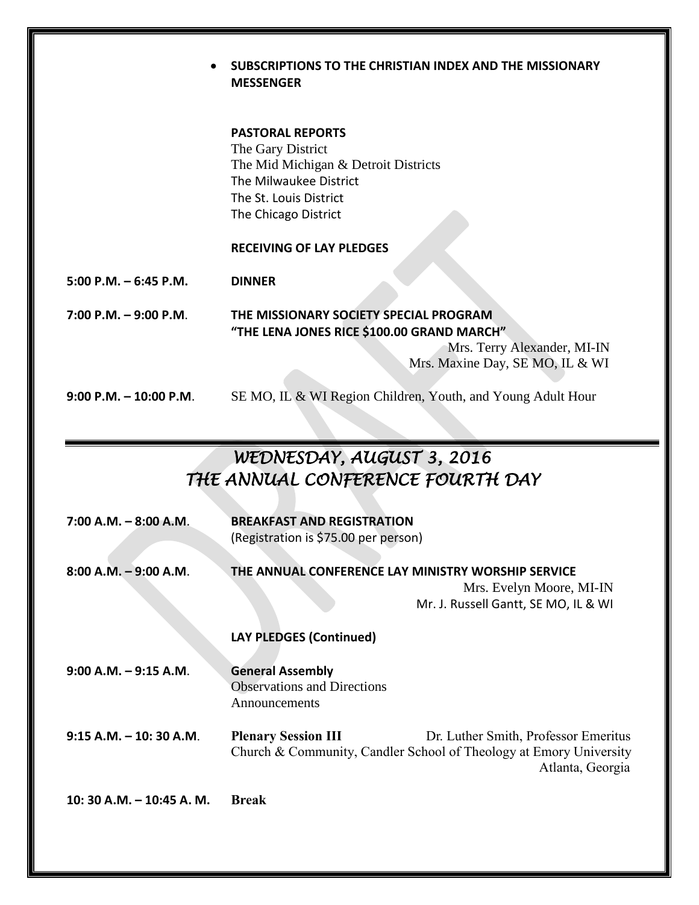- **SUBSCRIPTIONS TO THE CHRISTIAN INDEX AND THE MISSIONARY MESSENGER**

**PASTORAL REPORTS**
The Gary District
The Mid Michigan & Detroit Districts
The Milwaukee District
The St. Louis District
The Chicago District

**RECEIVING OF LAY PLEDGES**

**5:00 P.M. – 6:45 P.M.** **DINNER**

**7:00 P.M. – 9:00 P.M.** **THE MISSIONARY SOCIETY SPECIAL PROGRAM "THE LENA JONES RICE $100.00 GRAND MARCH"**
Mrs. Terry Alexander, MI-IN
Mrs. Maxine Day, SE MO, IL & WI

**9:00 P.M. – 10:00 P.M.** SE MO, IL & WI Region Children, Youth, and Young Adult Hour

## *WEDNESDAY, AUGUST 3, 2016*
## *THE ANNUAL CONFERENCE FOURTH DAY*

**7:00 A.M. – 8:00 A.M.** **BREAKFAST AND REGISTRATION**
(Registration is $75.00 per person)

**8:00 A.M. – 9:00 A.M.** **THE ANNUAL CONFERENCE LAY MINISTRY WORSHIP SERVICE**
Mrs. Evelyn Moore, MI-IN
Mr. J. Russell Gantt, SE MO, IL & WI

**LAY PLEDGES (Continued)**

**9:00 A.M. – 9:15 A.M.** **General Assembly**
Observations and Directions
Announcements

**9:15 A.M. – 10: 30 A.M.** **Plenary Session III** Dr. Luther Smith, Professor Emeritus
Church & Community, Candler School of Theology at Emory University
Atlanta, Georgia

**10: 30 A.M. – 10:45 A. M.** **Break**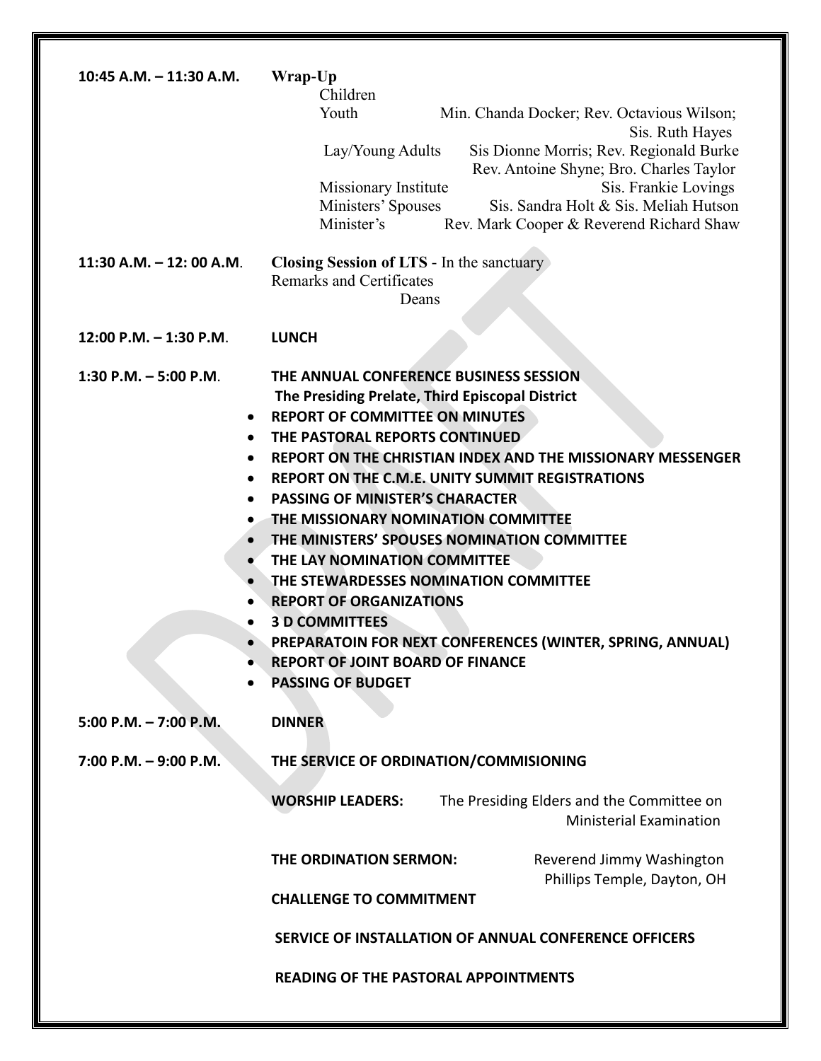**10:45 A.M. – 11:30 A.M.** **Wrap-Up**

- Children
- Youth — Min. Chanda Docker; Rev. Octavious Wilson; Sis. Ruth Hayes
- Lay/Young Adults — Sis Dionne Morris; Rev. Regionald Burke Rev. Antoine Shyne; Bro. Charles Taylor
- Missionary Institute — Sis. Frankie Lovings
- Ministers' Spouses — Sis. Sandra Holt & Sis. Meliah Hutson
- Minister's — Rev. Mark Cooper & Reverend Richard Shaw

**11:30 A.M. – 12: 00 A.M.** **Closing Session of LTS** - In the sanctuary

Remarks and Certificates

Deans

**12:00 P.M. – 1:30 P.M.** **LUNCH**

**1:30 P.M. – 5:00 P.M.** **THE ANNUAL CONFERENCE BUSINESS SESSION**

**The Presiding Prelate, Third Episcopal District**

- **REPORT OF COMMITTEE ON MINUTES**
- **THE PASTORAL REPORTS CONTINUED**
- **REPORT ON THE CHRISTIAN INDEX AND THE MISSIONARY MESSENGER**
- **REPORT ON THE C.M.E. UNITY SUMMIT REGISTRATIONS**
- **PASSING OF MINISTER'S CHARACTER**
- **THE MISSIONARY NOMINATION COMMITTEE**
- **THE MINISTERS' SPOUSES NOMINATION COMMITTEE**
- **THE LAY NOMINATION COMMITTEE**
- **THE STEWARDESSES NOMINATION COMMITTEE**
- **REPORT OF ORGANIZATIONS**
- **3 D COMMITTEES**
- **PREPARATOIN FOR NEXT CONFERENCES (WINTER, SPRING, ANNUAL)**
- **REPORT OF JOINT BOARD OF FINANCE**
- **PASSING OF BUDGET**

**5:00 P.M. – 7:00 P.M.** **DINNER**

**7:00 P.M. – 9:00 P.M.** **THE SERVICE OF ORDINATION/COMMISIONING**

**WORSHIP LEADERS:** The Presiding Elders and the Committee on Ministerial Examination

**THE ORDINATION SERMON:** Reverend Jimmy Washington, Phillips Temple, Dayton, OH

**CHALLENGE TO COMMITMENT**

**SERVICE OF INSTALLATION OF ANNUAL CONFERENCE OFFICERS**

**READING OF THE PASTORAL APPOINTMENTS**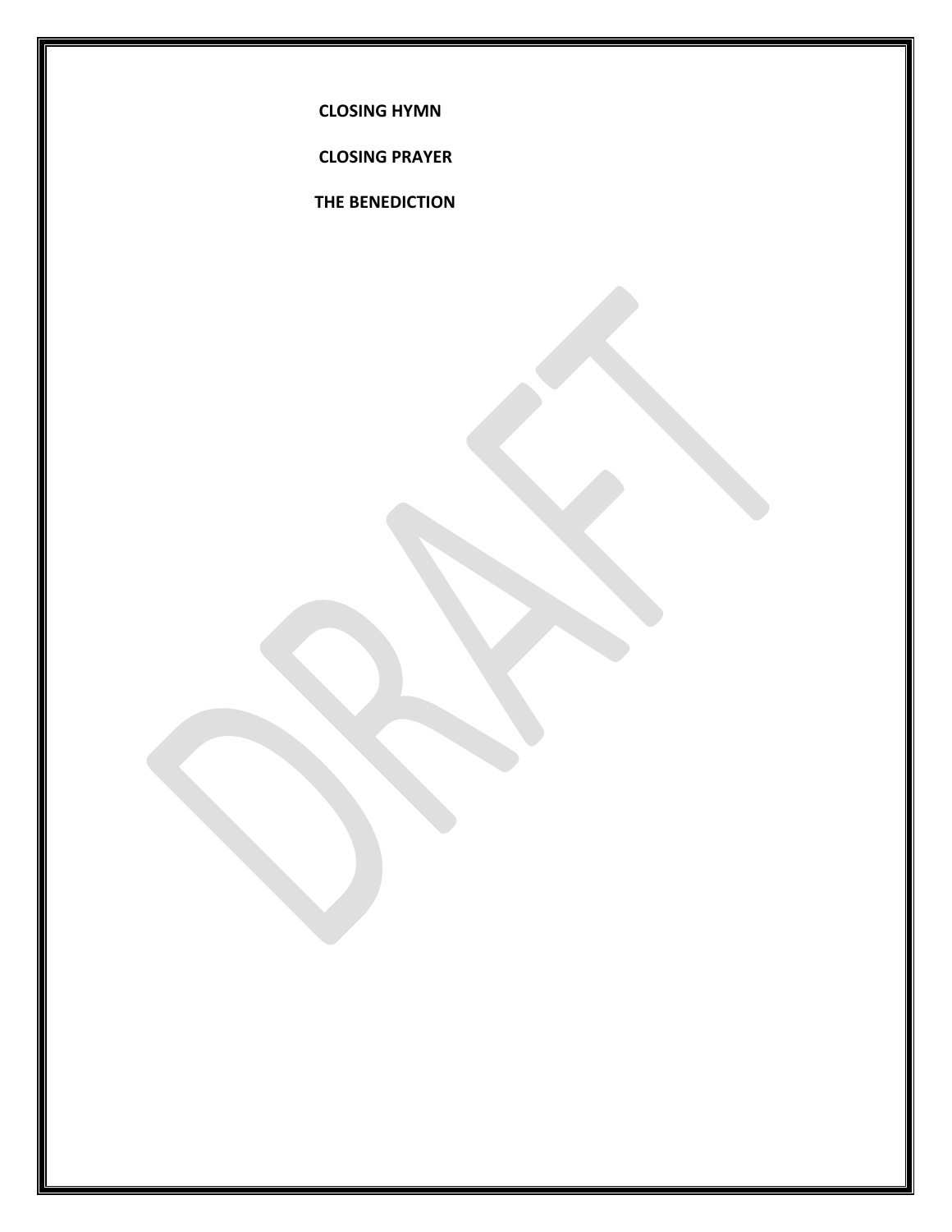**CLOSING HYMN**

**CLOSING PRAYER**

**THE BENEDICTION**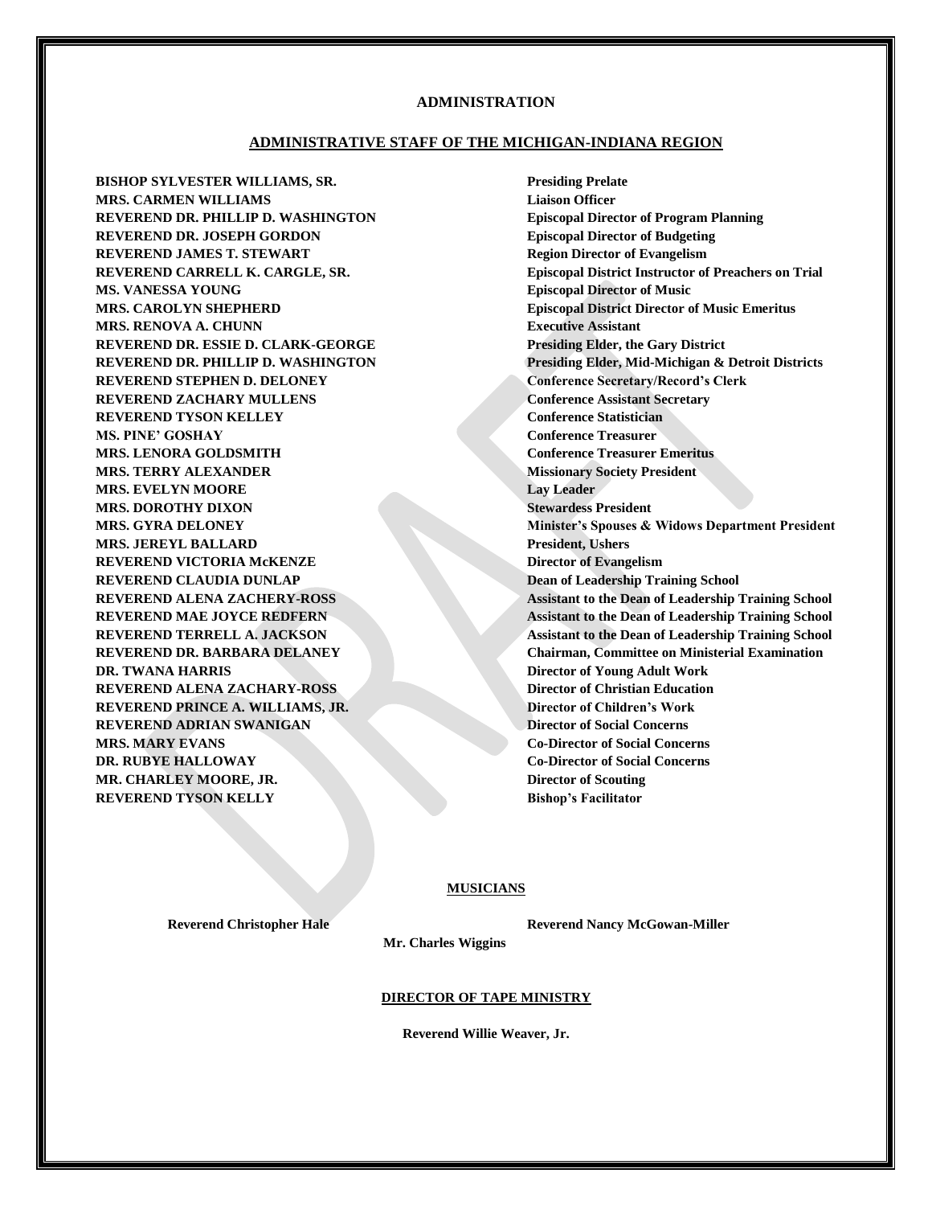# ADMINISTRATION

## ADMINISTRATIVE STAFF OF THE MICHIGAN-INDIANA REGION

| | |
|---|---|
| **BISHOP SYLVESTER WILLIAMS, SR.** | **Presiding Prelate** |
| **MRS. CARMEN WILLIAMS** | **Liaison Officer** |
| **REVEREND DR. PHILLIP D. WASHINGTON** | **Episcopal Director of Program Planning** |
| **REVEREND DR. JOSEPH GORDON** | **Episcopal Director of Budgeting** |
| **REVEREND JAMES T. STEWART** | **Region Director of Evangelism** |
| **REVEREND CARRELL K. CARGLE, SR.** | **Episcopal District Instructor of Preachers on Trial** |
| **MS. VANESSA YOUNG** | **Episcopal Director of Music** |
| **MRS. CAROLYN SHEPHERD** | **Episcopal District Director of Music Emeritus** |
| **MRS. RENOVA A. CHUNN** | **Executive Assistant** |
| **REVEREND DR. ESSIE D. CLARK-GEORGE** | **Presiding Elder, the Gary District** |
| **REVEREND DR. PHILLIP D. WASHINGTON** | **Presiding Elder, Mid-Michigan & Detroit Districts** |
| **REVEREND STEPHEN D. DELONEY** | **Conference Secretary/Record's Clerk** |
| **REVEREND ZACHARY MULLENS** | **Conference Assistant Secretary** |
| **REVEREND TYSON KELLEY** | **Conference Statistician** |
| **MS. PINE' GOSHAY** | **Conference Treasurer** |
| **MRS. LENORA GOLDSMITH** | **Conference Treasurer Emeritus** |
| **MRS. TERRY ALEXANDER** | **Missionary Society President** |
| **MRS. EVELYN MOORE** | **Lay Leader** |
| **MRS. DOROTHY DIXON** | **Stewardess President** |
| **MRS. GYRA DELONEY** | **Minister's Spouses & Widows Department President** |
| **MRS. JEREYL BALLARD** | **President, Ushers** |
| **REVEREND VICTORIA McKENZE** | **Director of Evangelism** |
| **REVEREND CLAUDIA DUNLAP** | **Dean of Leadership Training School** |
| **REVEREND ALENA ZACHERY-ROSS** | **Assistant to the Dean of Leadership Training School** |
| **REVEREND MAE JOYCE REDFERN** | **Assistant to the Dean of Leadership Training School** |
| **REVEREND TERRELL A. JACKSON** | **Assistant to the Dean of Leadership Training School** |
| **REVEREND DR. BARBARA DELANEY** | **Chairman, Committee on Ministerial Examination** |
| **DR. TWANA HARRIS** | **Director of Young Adult Work** |
| **REVEREND ALENA ZACHARY-ROSS** | **Director of Christian Education** |
| **REVEREND PRINCE A. WILLIAMS, JR.** | **Director of Children's Work** |
| **REVEREND ADRIAN SWANIGAN** | **Director of Social Concerns** |
| **MRS. MARY EVANS** | **Co-Director of Social Concerns** |
| **DR. RUBYE HALLOWAY** | **Co-Director of Social Concerns** |
| **MR. CHARLEY MOORE, JR.** | **Director of Scouting** |
| **REVEREND TYSON KELLY** | **Bishop's Facilitator** |

### MUSICIANS

**Reverend Christopher Hale**

**Reverend Nancy McGowan-Miller**

**Mr. Charles Wiggins**

### DIRECTOR OF TAPE MINISTRY

**Reverend Willie Weaver, Jr.**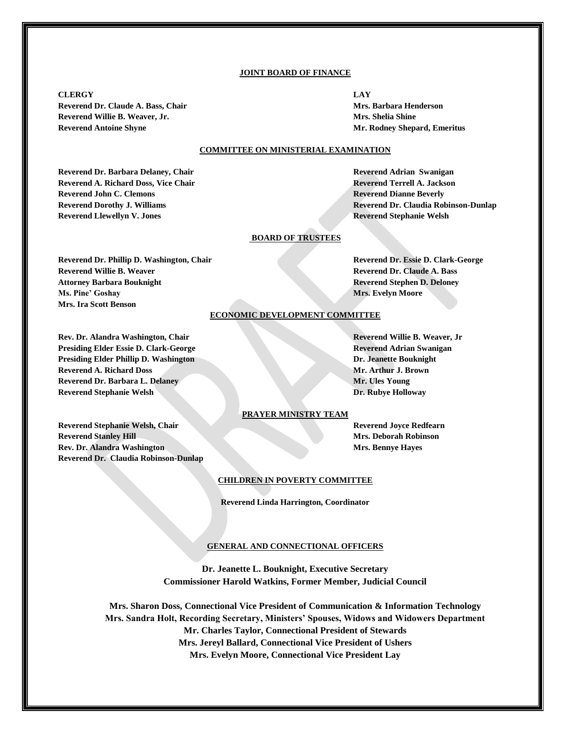## JOINT BOARD OF FINANCE

**CLERGY**

**Reverend Dr. Claude A. Bass, Chair**
**Reverend Willie B. Weaver, Jr.**
**Reverend Antoine Shyne**

**LAY**

**Mrs. Barbara Henderson**
**Mrs. Shelia Shine**
**Mr. Rodney Shepard, Emeritus**

## COMMITTEE ON MINISTERIAL EXAMINATION

**Reverend Dr. Barbara Delaney, Chair**
**Reverend A. Richard Doss, Vice Chair**
**Reverend John C. Clemons**
**Reverend Dorothy J. Williams**
**Reverend Llewellyn V. Jones**
**Reverend Adrian Swanigan**
**Reverend Terrell A. Jackson**
**Reverend Dianne Beverly**
**Reverend Dr. Claudia Robinson-Dunlap**
**Reverend Stephanie Welsh**

## BOARD OF TRUSTEES

**Reverend Dr. Phillip D. Washington, Chair**
**Reverend Willie B. Weaver**
**Attorney Barbara Bouknight**
**Ms. Pine' Goshay**
**Mrs. Ira Scott Benson**
**Reverend Dr. Essie D. Clark-George**
**Reverend Dr. Claude A. Bass**
**Reverend Stephen D. Deloney**
**Mrs. Evelyn Moore**

## ECONOMIC DEVELOPMENT COMMITTEE

**Rev. Dr. Alandra Washington, Chair**
**Presiding Elder Essie D. Clark-George**
**Presiding Elder Phillip D. Washington**
**Reverend A. Richard Doss**
**Reverend Dr. Barbara L. Delaney**
**Reverend Stephanie Welsh**
**Reverend Willie B. Weaver, Jr**
**Reverend Adrian Swanigan**
**Dr. Jeanette Bouknight**
**Mr. Arthur J. Brown**
**Mr. Ules Young**
**Dr. Rubye Holloway**

## PRAYER MINISTRY TEAM

**Reverend Stephanie Welsh, Chair**
**Reverend Stanley Hill**
**Rev. Dr. Alandra Washington**
**Reverend Dr. Claudia Robinson-Dunlap**
**Reverend Joyce Redfearn**
**Mrs. Deborah Robinson**
**Mrs. Bennye Hayes**

## CHILDREN IN POVERTY COMMITTEE

**Reverend Linda Harrington, Coordinator**

## GENERAL AND CONNECTIONAL OFFICERS

**Dr. Jeanette L. Bouknight, Executive Secretary**
**Commissioner Harold Watkins, Former Member, Judicial Council**

**Mrs. Sharon Doss, Connectional Vice President of Communication & Information Technology**
**Mrs. Sandra Holt, Recording Secretary, Ministers' Spouses, Widows and Widowers Department**
**Mr. Charles Taylor, Connectional President of Stewards**
**Mrs. Jereyl Ballard, Connectional Vice President of Ushers**
**Mrs. Evelyn Moore, Connectional Vice President Lay**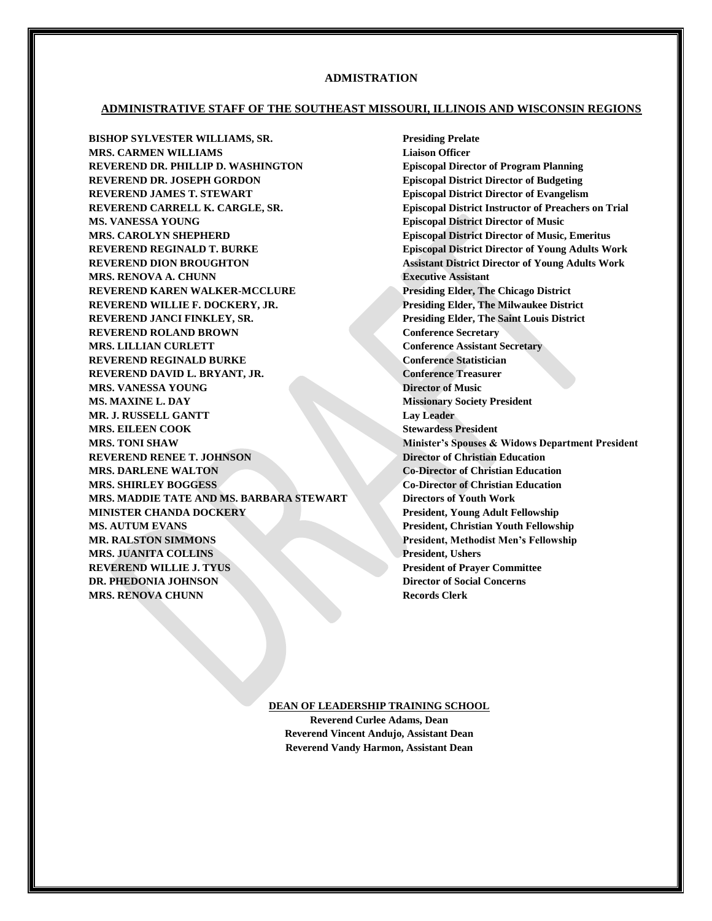**ADMISTRATION**

## ADMINISTRATIVE STAFF OF THE SOUTHEAST MISSOURI, ILLINOIS AND WISCONSIN REGIONS

| | |
|---|---|
| **BISHOP SYLVESTER WILLIAMS, SR.** | **Presiding Prelate** |
| **MRS. CARMEN WILLIAMS** | **Liaison Officer** |
| **REVEREND DR. PHILLIP D. WASHINGTON** | **Episcopal Director of Program Planning** |
| **REVEREND DR. JOSEPH GORDON** | **Episcopal District Director of Budgeting** |
| **REVEREND JAMES T. STEWART** | **Episcopal District Director of Evangelism** |
| **REVEREND CARRELL K. CARGLE, SR.** | **Episcopal District Instructor of Preachers on Trial** |
| **MS. VANESSA YOUNG** | **Episcopal District Director of Music** |
| **MRS. CAROLYN SHEPHERD** | **Episcopal District Director of Music, Emeritus** |
| **REVEREND REGINALD T. BURKE** | **Episcopal District Director of Young Adults Work** |
| **REVEREND DION BROUGHTON** | **Assistant District Director of Young Adults Work** |
| **MRS. RENOVA A. CHUNN** | **Executive Assistant** |
| **REVEREND KAREN WALKER-MCCLURE** | **Presiding Elder, The Chicago District** |
| **REVEREND WILLIE F. DOCKERY, JR.** | **Presiding Elder, The Milwaukee District** |
| **REVEREND JANCI FINKLEY, SR.** | **Presiding Elder, The Saint Louis District** |
| **REVEREND ROLAND BROWN** | **Conference Secretary** |
| **MRS. LILLIAN CURLETT** | **Conference Assistant Secretary** |
| **REVEREND REGINALD BURKE** | **Conference Statistician** |
| **REVEREND DAVID L. BRYANT, JR.** | **Conference Treasurer** |
| **MRS. VANESSA YOUNG** | **Director of Music** |
| **MS. MAXINE L. DAY** | **Missionary Society President** |
| **MR. J. RUSSELL GANTT** | **Lay Leader** |
| **MRS. EILEEN COOK** | **Stewardess President** |
| **MRS. TONI SHAW** | **Minister's Spouses & Widows Department President** |
| **REVEREND RENEE T. JOHNSON** | **Director of Christian Education** |
| **MRS. DARLENE WALTON** | **Co-Director of Christian Education** |
| **MRS. SHIRLEY BOGGESS** | **Co-Director of Christian Education** |
| **MRS. MADDIE TATE AND MS. BARBARA STEWART** | **Directors of Youth Work** |
| **MINISTER CHANDA DOCKERY** | **President, Young Adult Fellowship** |
| **MS. AUTUM EVANS** | **President, Christian Youth Fellowship** |
| **MR. RALSTON SIMMONS** | **President, Methodist Men's Fellowship** |
| **MRS. JUANITA COLLINS** | **President, Ushers** |
| **REVEREND WILLIE J. TYUS** | **President of Prayer Committee** |
| **DR. PHEDONIA JOHNSON** | **Director of Social Concerns** |
| **MRS. RENOVA CHUNN** | **Records Clerk** |

## DEAN OF LEADERSHIP TRAINING SCHOOL

**Reverend Curlee Adams, Dean**
**Reverend Vincent Andujo, Assistant Dean**
**Reverend Vandy Harmon, Assistant Dean**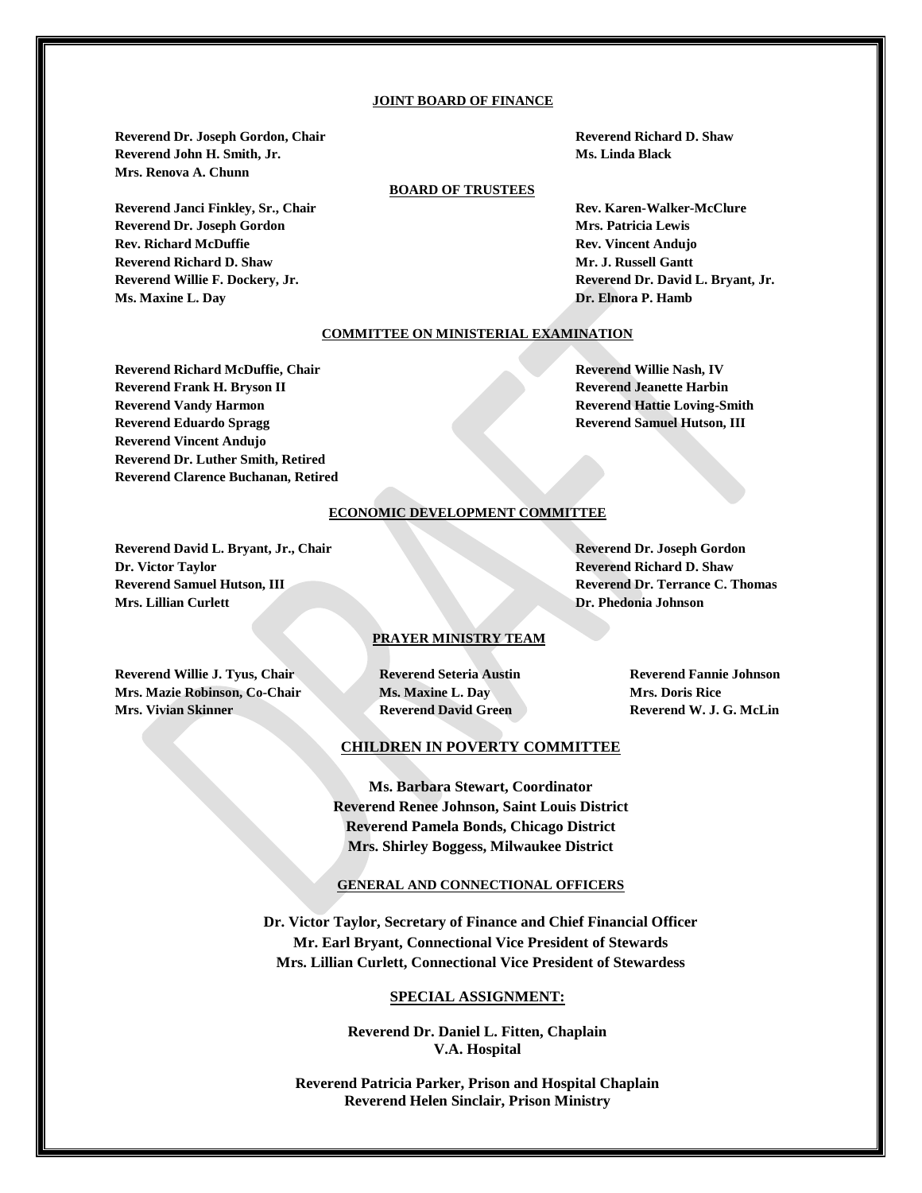## JOINT BOARD OF FINANCE

**Reverend Dr. Joseph Gordon, Chair**
**Reverend John H. Smith, Jr.**
**Mrs. Renova A. Chunn**
**Reverend Richard D. Shaw**
**Ms. Linda Black**

## BOARD OF TRUSTEES

**Reverend Janci Finkley, Sr., Chair**
**Reverend Dr. Joseph Gordon**
**Rev. Richard McDuffie**
**Reverend Richard D. Shaw**
**Reverend Willie F. Dockery, Jr.**
**Ms. Maxine L. Day**
**Rev. Karen-Walker-McClure**
**Mrs. Patricia Lewis**
**Rev. Vincent Andujo**
**Mr. J. Russell Gantt**
**Reverend Dr. David L. Bryant, Jr.**
**Dr. Elnora P. Hamb**

## COMMITTEE ON MINISTERIAL EXAMINATION

**Reverend Richard McDuffie, Chair**
**Reverend Frank H. Bryson II**
**Reverend Vandy Harmon**
**Reverend Eduardo Spragg**
**Reverend Vincent Andujo**
**Reverend Dr. Luther Smith, Retired**
**Reverend Clarence Buchanan, Retired**
**Reverend Willie Nash, IV**
**Reverend Jeanette Harbin**
**Reverend Hattie Loving-Smith**
**Reverend Samuel Hutson, III**

## ECONOMIC DEVELOPMENT COMMITTEE

**Reverend David L. Bryant, Jr., Chair**
**Dr. Victor Taylor**
**Reverend Samuel Hutson, III**
**Mrs. Lillian Curlett**
**Reverend Dr. Joseph Gordon**
**Reverend Richard D. Shaw**
**Reverend Dr. Terrance C. Thomas**
**Dr. Phedonia Johnson**

## PRAYER MINISTRY TEAM

**Reverend Willie J. Tyus, Chair**
**Mrs. Mazie Robinson, Co-Chair**
**Mrs. Vivian Skinner**
**Reverend Seteria Austin**
**Ms. Maxine L. Day**
**Reverend David Green**
**Reverend Fannie Johnson**
**Mrs. Doris Rice**
**Reverend W. J. G. McLin**

## CHILDREN IN POVERTY COMMITTEE

**Ms. Barbara Stewart, Coordinator**
**Reverend Renee Johnson, Saint Louis District**
**Reverend Pamela Bonds, Chicago District**
**Mrs. Shirley Boggess, Milwaukee District**

## GENERAL AND CONNECTIONAL OFFICERS

**Dr. Victor Taylor, Secretary of Finance and Chief Financial Officer**
**Mr. Earl Bryant, Connectional Vice President of Stewards**
**Mrs. Lillian Curlett, Connectional Vice President of Stewardess**

## SPECIAL ASSIGNMENT:

**Reverend Dr. Daniel L. Fitten, Chaplain**
**V.A. Hospital**

**Reverend Patricia Parker, Prison and Hospital Chaplain**
**Reverend Helen Sinclair, Prison Ministry**